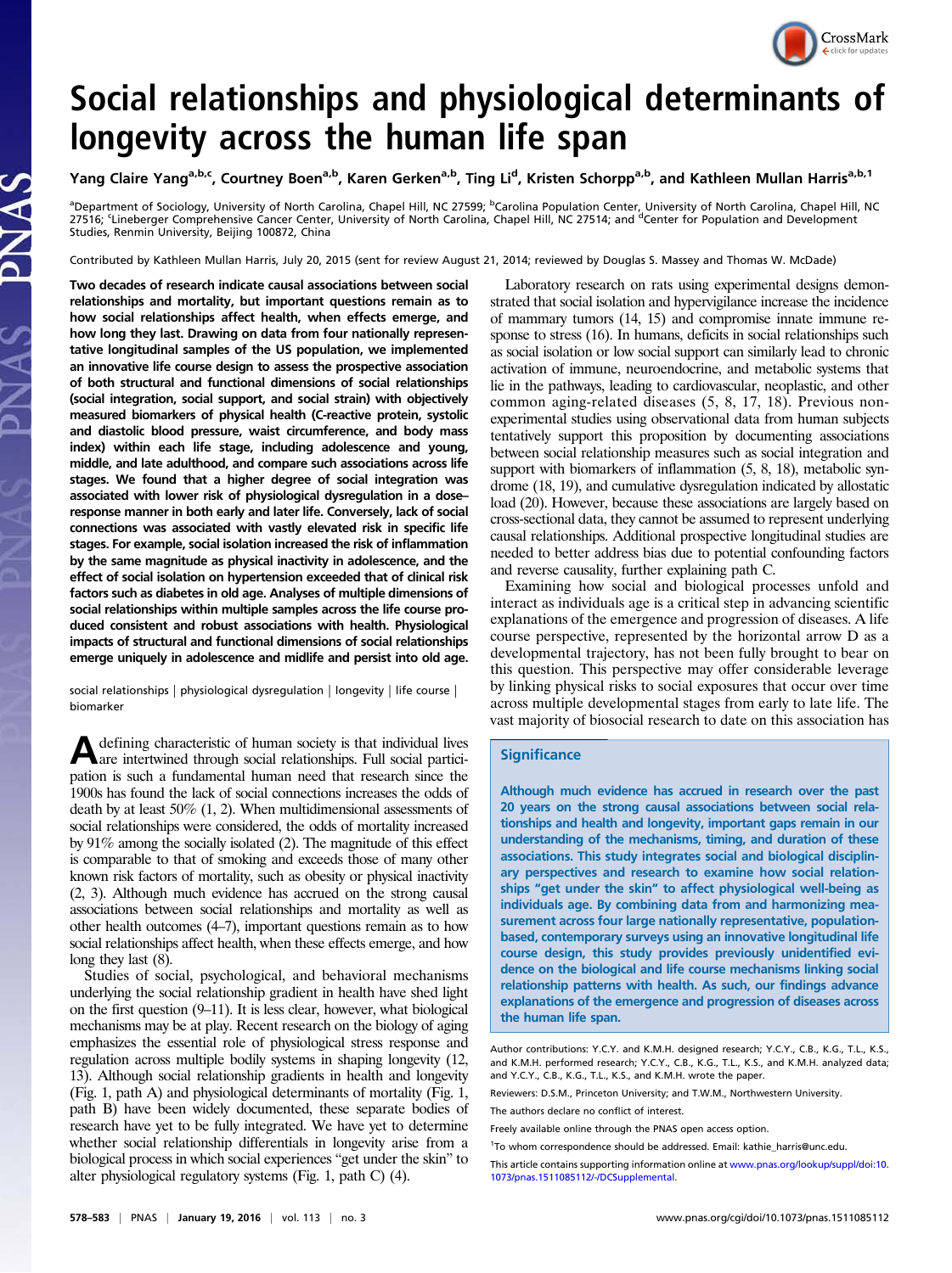# Social relationships and physiological determinants of longevity across the human life span

Yang Claire Yang[a,b,c], Courtney Boen[a,b], Karen Gerken[a,b], Ting Li[d], Kristen Schorpp[a,b], and Kathleen Mullan Harris[a,b,1]

[a]Department of Sociology, University of North Carolina, Chapel Hill, NC 27599; [b]Carolina Population Center, University of North Carolina, Chapel Hill, NC 27516; [c]Lineberger Comprehensive Cancer Center, University of North Carolina, Chapel Hill, NC 27514; and [d]Center for Population and Development Studies, Renmin University, Beijing 100872, China

Contributed by Kathleen Mullan Harris, July 20, 2015 (sent for review August 21, 2014; reviewed by Douglas S. Massey and Thomas W. McDade)

**Two decades of research indicate causal associations between social relationships and mortality, but important questions remain as to how social relationships affect health, when effects emerge, and how long they last. Drawing on data from four nationally representative longitudinal samples of the US population, we implemented an innovative life course design to assess the prospective association of both structural and functional dimensions of social relationships (social integration, social support, and social strain) with objectively measured biomarkers of physical health (C-reactive protein, systolic and diastolic blood pressure, waist circumference, and body mass index) within each life stage, including adolescence and young, middle, and late adulthood, and compare such associations across life stages. We found that a higher degree of social integration was associated with lower risk of physiological dysregulation in a dose–response manner in both early and later life. Conversely, lack of social connections was associated with vastly elevated risk in specific life stages. For example, social isolation increased the risk of inflammation by the same magnitude as physical inactivity in adolescence, and the effect of social isolation on hypertension exceeded that of clinical risk factors such as diabetes in old age. Analyses of multiple dimensions of social relationships within multiple samples across the life course produced consistent and robust associations with health. Physiological impacts of structural and functional dimensions of social relationships emerge uniquely in adolescence and midlife and persist into old age.**

social relationships | physiological dysregulation | longevity | life course | biomarker

A defining characteristic of human society is that individual lives are intertwined through social relationships. Full social participation is such a fundamental human need that research since the 1900s has found the lack of social connections increases the odds of death by at least 50% (1, 2). When multidimensional assessments of social relationships were considered, the odds of mortality increased by 91% among the socially isolated (2). The magnitude of this effect is comparable to that of smoking and exceeds those of many other known risk factors of mortality, such as obesity or physical inactivity (2, 3). Although much evidence has accrued on the strong causal associations between social relationships and mortality as well as other health outcomes (4–7), important questions remain as to how social relationships affect health, when these effects emerge, and how long they last (8).

Studies of social, psychological, and behavioral mechanisms underlying the social relationship gradient in health have shed light on the first question (9–11). It is less clear, however, what biological mechanisms may be at play. Recent research on the biology of aging emphasizes the essential role of physiological stress response and regulation across multiple bodily systems in shaping longevity (12, 13). Although social relationship gradients in health and longevity (Fig. 1, path A) and physiological determinants of mortality (Fig. 1, path B) have been widely documented, these separate bodies of research have yet to be fully integrated. We have yet to determine whether social relationship differentials in longevity arise from a biological process in which social experiences "get under the skin" to alter physiological regulatory systems (Fig. 1, path C) (4).

Laboratory research on rats using experimental designs demonstrated that social isolation and hypervigilance increase the incidence of mammary tumors (14, 15) and compromise innate immune response to stress (16). In humans, deficits in social relationships such as social isolation or low social support can similarly lead to chronic activation of immune, neuroendocrine, and metabolic systems that lie in the pathways, leading to cardiovascular, neoplastic, and other common aging-related diseases (5, 8, 17, 18). Previous nonexperimental studies using observational data from human subjects tentatively support this proposition by documenting associations between social relationship measures such as social integration and support with biomarkers of inflammation (5, 8, 18), metabolic syndrome (18, 19), and cumulative dysregulation indicated by allostatic load (20). However, because these associations are largely based on cross-sectional data, they cannot be assumed to represent underlying causal relationships. Additional prospective longitudinal studies are needed to better address bias due to potential confounding factors and reverse causality, further explaining path C.

Examining how social and biological processes unfold and interact as individuals age is a critical step in advancing scientific explanations of the emergence and progression of diseases. A life course perspective, represented by the horizontal arrow D as a developmental trajectory, has not been fully brought to bear on this question. This perspective may offer considerable leverage by linking physical risks to social exposures that occur over time across multiple developmental stages from early to late life. The vast majority of biosocial research to date on this association has

## Significance

**Although much evidence has accrued in research over the past 20 years on the strong causal associations between social relationships and health and longevity, important gaps remain in our understanding of the mechanisms, timing, and duration of these associations. This study integrates social and biological disciplinary perspectives and research to examine how social relationships "get under the skin" to affect physiological well-being as individuals age. By combining data from and harmonizing measurement across four large nationally representative, population-based, contemporary surveys using an innovative longitudinal life course design, this study provides previously unidentified evidence on the biological and life course mechanisms linking social relationship patterns with health. As such, our findings advance explanations of the emergence and progression of diseases across the human life span.**

Author contributions: Y.C.Y. and K.M.H. designed research; Y.C.Y., C.B., K.G., T.L., K.S., and K.M.H. performed research; Y.C.Y., C.B., K.G., T.L., K.S., and K.M.H. analyzed data; and Y.C.Y., C.B., K.G., T.L., K.S., and K.M.H. wrote the paper.

Reviewers: D.S.M., Princeton University; and T.W.M., Northwestern University.

The authors declare no conflict of interest.

Freely available online through the PNAS open access option.

[1]To whom correspondence should be addressed. Email: kathie_harris@unc.edu.

This article contains supporting information online at www.pnas.org/lookup/suppl/doi:10.1073/pnas.1511085112/-/DCSupplemental.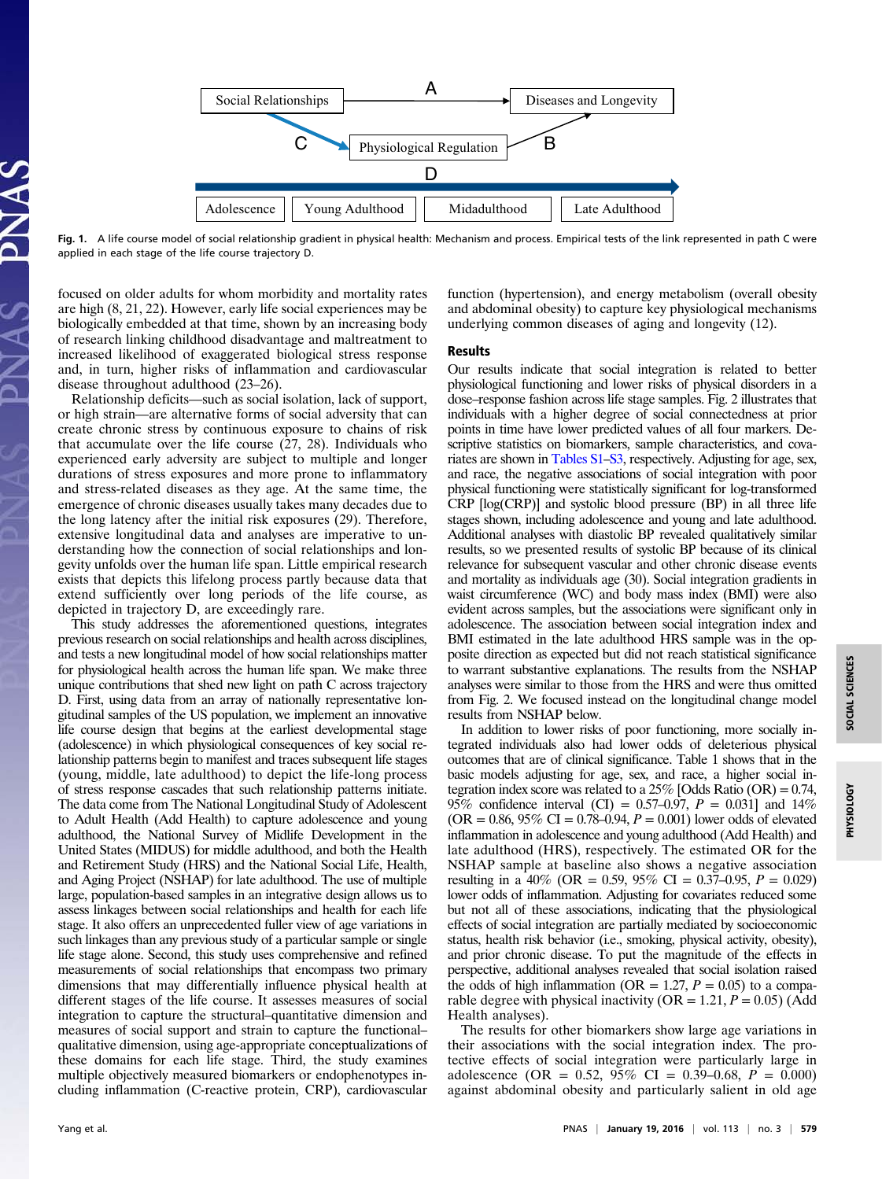Fig. 1. A life course model of social relationship gradient in physical health: Mechanism and process. Empirical tests of the link represented in path C were applied in each stage of the life course trajectory D.

focused on older adults for whom morbidity and mortality rates are high (8, 21, 22). However, early life social experiences may be biologically embedded at that time, shown by an increasing body of research linking childhood disadvantage and maltreatment to increased likelihood of exaggerated biological stress response and, in turn, higher risks of inflammation and cardiovascular disease throughout adulthood (23–26).

Relationship deficits—such as social isolation, lack of support, or high strain—are alternative forms of social adversity that can create chronic stress by continuous exposure to chains of risk that accumulate over the life course (27, 28). Individuals who experienced early adversity are subject to multiple and longer durations of stress exposures and more prone to inflammatory and stress-related diseases as they age. At the same time, the emergence of chronic diseases usually takes many decades due to the long latency after the initial risk exposures (29). Therefore, extensive longitudinal data and analyses are imperative to understanding how the connection of social relationships and longevity unfolds over the human life span. Little empirical research exists that depicts this lifelong process partly because data that extend sufficiently over long periods of the life course, as depicted in trajectory D, are exceedingly rare.

This study addresses the aforementioned questions, integrates previous research on social relationships and health across disciplines, and tests a new longitudinal model of how social relationships matter for physiological health across the human life span. We make three unique contributions that shed new light on path C across trajectory D. First, using data from an array of nationally representative longitudinal samples of the US population, we implement an innovative life course design that begins at the earliest developmental stage (adolescence) in which physiological consequences of key social relationship patterns begin to manifest and traces subsequent life stages (young, middle, late adulthood) to depict the life-long process of stress response cascades that such relationship patterns initiate. The data come from The National Longitudinal Study of Adolescent to Adult Health (Add Health) to capture adolescence and young adulthood, the National Survey of Midlife Development in the United States (MIDUS) for middle adulthood, and both the Health and Retirement Study (HRS) and the National Social Life, Health, and Aging Project (NSHAP) for late adulthood. The use of multiple large, population-based samples in an integrative design allows us to assess linkages between social relationships and health for each life stage. It also offers an unprecedented fuller view of age variations in such linkages than any previous study of a particular sample or single life stage alone. Second, this study uses comprehensive and refined measurements of social relationships that encompass two primary dimensions that may differentially influence physical health at different stages of the life course. It assesses measures of social integration to capture the structural–quantitative dimension and measures of social support and strain to capture the functional–qualitative dimension, using age-appropriate conceptualizations of these domains for each life stage. Third, the study examines multiple objectively measured biomarkers or endophenotypes including inflammation (C-reactive protein, CRP), cardiovascular function (hypertension), and energy metabolism (overall obesity and abdominal obesity) to capture key physiological mechanisms underlying common diseases of aging and longevity (12).

## Results

Our results indicate that social integration is related to better physiological functioning and lower risks of physical disorders in a dose–response fashion across life stage samples. Fig. 2 illustrates that individuals with a higher degree of social connectedness at prior points in time have lower predicted values of all four markers. Descriptive statistics on biomarkers, sample characteristics, and covariates are shown in Tables S1–S3, respectively. Adjusting for age, sex, and race, the negative associations of social integration with poor physical functioning were statistically significant for log-transformed CRP [log(CRP)] and systolic blood pressure (BP) in all three life stages shown, including adolescence and young and late adulthood. Additional analyses with diastolic BP revealed qualitatively similar results, so we presented results of systolic BP because of its clinical relevance for subsequent vascular and other chronic disease events and mortality as individuals age (30). Social integration gradients in waist circumference (WC) and body mass index (BMI) were also evident across samples, but the associations were significant only in adolescence. The association between social integration index and BMI estimated in the late adulthood HRS sample was in the opposite direction as expected but did not reach statistical significance to warrant substantive explanations. The results from the NSHAP analyses were similar to those from the HRS and were thus omitted from Fig. 2. We focused instead on the longitudinal change model results from NSHAP below.

In addition to lower risks of poor functioning, more socially integrated individuals also had lower odds of deleterious physical outcomes that are of clinical significance. Table 1 shows that in the basic models adjusting for age, sex, and race, a higher social integration index score was related to a 25% [Odds Ratio (OR) = 0.74, 95% confidence interval (CI) = 0.57–0.97, $P$ = 0.031] and 14% (OR = 0.86, 95% CI = 0.78–0.94, $P$ = 0.001) lower odds of elevated inflammation in adolescence and young adulthood (Add Health) and late adulthood (HRS), respectively. The estimated OR for the NSHAP sample at baseline also shows a negative association resulting in a 40% (OR = 0.59, 95% CI = 0.37–0.95, $P$ = 0.029) lower odds of inflammation. Adjusting for covariates reduced some but not all of these associations, indicating that the physiological effects of social integration are partially mediated by socioeconomic status, health risk behavior (i.e., smoking, physical activity, obesity), and prior chronic disease. To put the magnitude of the effects in perspective, additional analyses revealed that social isolation raised the odds of high inflammation (OR = 1.27, $P$ = 0.05) to a comparable degree with physical inactivity (OR = 1.21, $P$ = 0.05) (Add Health analyses).

The results for other biomarkers show large age variations in their associations with the social integration index. The protective effects of social integration were particularly large in adolescence (OR = 0.52, 95% CI = 0.39–0.68, $P$ = 0.000) against abdominal obesity and particularly salient in old age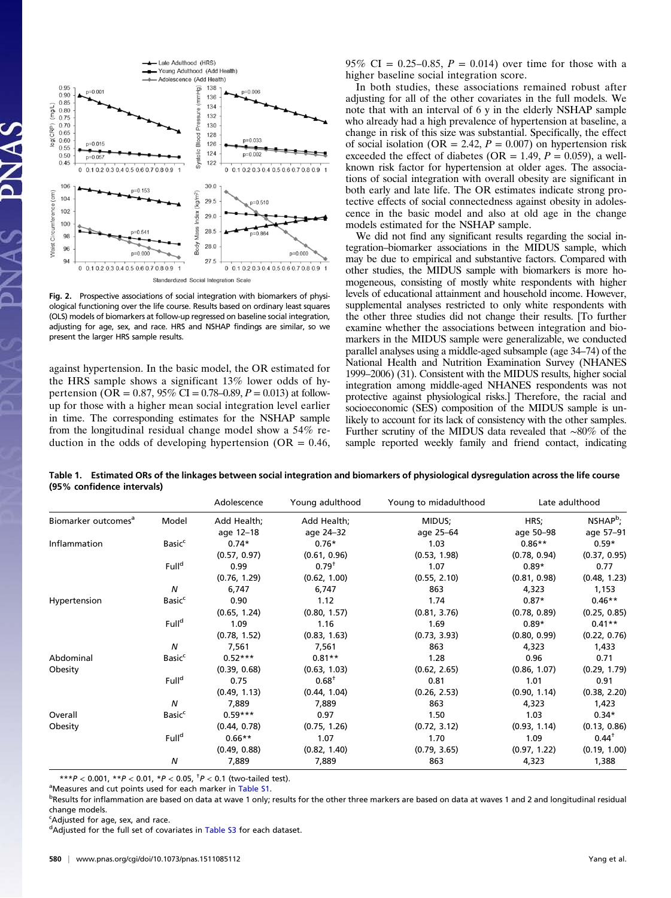Fig. 2. Prospective associations of social integration with biomarkers of physiological functioning over the life course. Results based on ordinary least squares (OLS) models of biomarkers at follow-up regressed on baseline social integration, adjusting for age, sex, and race. HRS and NSHAP findings are similar, so we present the larger HRS sample results.

against hypertension. In the basic model, the OR estimated for the HRS sample shows a significant 13% lower odds of hypertension (OR = 0.87, 95% CI = 0.78–0.89, $P = 0.013$) at follow-up for those with a higher mean social integration level earlier in time. The corresponding estimates for the NSHAP sample from the longitudinal residual change model show a 54% reduction in the odds of developing hypertension (OR = 0.46, 95% CI = 0.25–0.85, $P = 0.014$) over time for those with a higher baseline social integration score.

In both studies, these associations remained robust after adjusting for all of the other covariates in the full models. We note that with an interval of 6 y in the elderly NSHAP sample who already had a high prevalence of hypertension at baseline, a change in risk of this size was substantial. Specifically, the effect of social isolation (OR = 2.42, $P = 0.007$) on hypertension risk exceeded the effect of diabetes (OR = 1.49, $P = 0.059$), a well-known risk factor for hypertension at older ages. The associations of social integration with overall obesity are significant in both early and late life. The OR estimates indicate strong protective effects of social connectedness against obesity in adolescence in the basic model and also at old age in the change models estimated for the NSHAP sample.

We did not find any significant results regarding the social integration–biomarker associations in the MIDUS sample, which may be due to empirical and substantive factors. Compared with other studies, the MIDUS sample with biomarkers is more homogeneous, consisting of mostly white respondents with higher levels of educational attainment and household income. However, supplemental analyses restricted to only white respondents with the other three studies did not change their results. [To further examine whether the associations between integration and biomarkers in the MIDUS sample were generalizable, we conducted parallel analyses using a middle-aged subsample (age 34–74) of the National Health and Nutrition Examination Survey (NHANES 1999–2006) (31). Consistent with the MIDUS results, higher social integration among middle-aged NHANES respondents was not protective against physiological risks.] Therefore, the racial and socioeconomic (SES) composition of the MIDUS sample is unlikely to account for its lack of consistency with the other samples. Further scrutiny of the MIDUS data revealed that ~80% of the sample reported weekly family and friend contact, indicating

**Table 1. Estimated ORs of the linkages between social integration and biomarkers of physiological dysregulation across the life course (95% confidence intervals)**

| | | Adolescence | Young adulthood | Young to midadulthood | Late adulthood | |
|---|---|---|---|---|---|---|
| Biomarker outcomes[a] | Model | Add Health; age 12–18 | Add Health; age 24–32 | MIDUS; age 25–64 | HRS; age 50–98 | NSHAP[b]; age 57–91 |
| Inflammation | Basic[c] | 0.74* | 0.76* | 1.03 | 0.86** | 0.59* |
| | | (0.57, 0.97) | (0.61, 0.96) | (0.53, 1.98) | (0.78, 0.94) | (0.37, 0.95) |
| | Full[d] | 0.99 | 0.79[†] | 1.07 | 0.89* | 0.77 |
| | | (0.76, 1.29) | (0.62, 1.00) | (0.55, 2.10) | (0.81, 0.98) | (0.48, 1.23) |
| | *N* | 6,747 | 6,747 | 863 | 4,323 | 1,153 |
| Hypertension | Basic[c] | 0.90 | 1.12 | 1.74 | 0.87* | 0.46** |
| | | (0.65, 1.24) | (0.80, 1.57) | (0.81, 3.76) | (0.78, 0.89) | (0.25, 0.85) |
| | Full[d] | 1.09 | 1.16 | 1.69 | 0.89* | 0.41** |
| | | (0.78, 1.52) | (0.83, 1.63) | (0.73, 3.93) | (0.80, 0.99) | (0.22, 0.76) |
| | *N* | 7,561 | 7,561 | 863 | 4,323 | 1,433 |
| Abdominal Obesity | Basic[c] | 0.52*** | 0.81** | 1.28 | 0.96 | 0.71 |
| | | (0.39, 0.68) | (0.63, 1.03) | (0.62, 2.65) | (0.86, 1.07) | (0.29, 1.79) |
| | Full[d] | 0.75 | 0.68[†] | 0.81 | 1.01 | 0.91 |
| | | (0.49, 1.13) | (0.44, 1.04) | (0.26, 2.53) | (0.90, 1.14) | (0.38, 2.20) |
| | *N* | 7,889 | 7,889 | 863 | 4,323 | 1,423 |
| Overall Obesity | Basic[c] | 0.59*** | 0.97 | 1.50 | 1.03 | 0.34* |
| | | (0.44, 0.78) | (0.75, 1.26) | (0.72, 3.12) | (0.93, 1.14) | (0.13, 0.86) |
| | Full[d] | 0.66** | 1.07 | 1.70 | 1.09 | 0.44[†] |
| | | (0.49, 0.88) | (0.82, 1.40) | (0.79, 3.65) | (0.97, 1.22) | (0.19, 1.00) |
| | *N* | 7,889 | 7,889 | 863 | 4,323 | 1,388 |

***$P < 0.001$, **$P < 0.01$, *$P < 0.05$, [†]$P < 0.1$ (two-tailed test).
[a]Measures and cut points used for each marker in Table S1.
[b]Results for inflammation are based on data at wave 1 only; results for the other three markers are based on data at waves 1 and 2 and longitudinal residual change models.
[c]Adjusted for age, sex, and race.
[d]Adjusted for the full set of covariates in Table S3 for each dataset.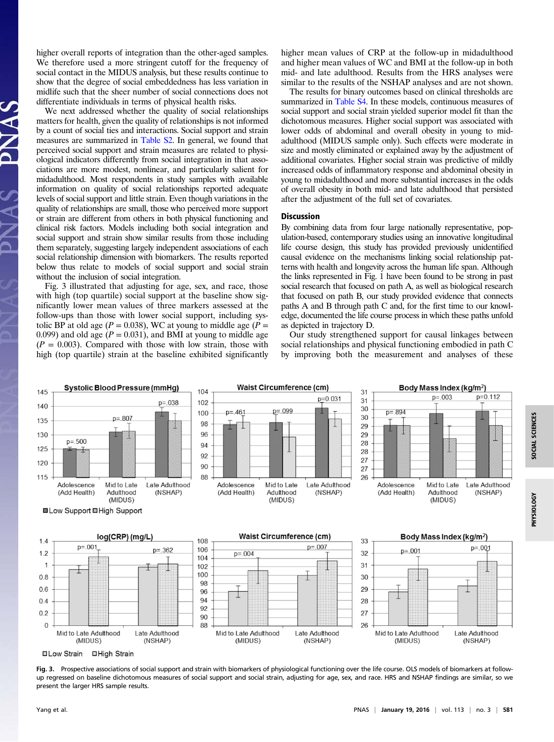higher overall reports of integration than the other-aged samples. We therefore used a more stringent cutoff for the frequency of social contact in the MIDUS analysis, but these results continue to show that the degree of social embeddedness has less variation in midlife such that the sheer number of social connections does not differentiate individuals in terms of physical health risks.

We next addressed whether the quality of social relationships matters for health, given the quality of relationships is not informed by a count of social ties and interactions. Social support and strain measures are summarized in Table S2. In general, we found that perceived social support and strain measures are related to physiological indicators differently from social integration in that associations are more modest, nonlinear, and particularly salient for midadulthood. Most respondents in study samples with available information on quality of social relationships reported adequate levels of social support and little strain. Even though variations in the quality of relationships are small, those who perceived more support or strain are different from others in both physical functioning and clinical risk factors. Models including both social integration and social support and strain show similar results from those including them separately, suggesting largely independent associations of each social relationship dimension with biomarkers. The results reported below thus relate to models of social support and social strain without the inclusion of social integration.

Fig. 3 illustrated that adjusting for age, sex, and race, those with high (top quartile) social support at the baseline show significantly lower mean values of three markers assessed at the follow-ups than those with lower social support, including systolic BP at old age ($P = 0.038$), WC at young to middle age ($P = 0.099$) and old age ($P = 0.031$), and BMI at young to middle age ($P = 0.003$). Compared with those with low strain, those with high (top quartile) strain at the baseline exhibited significantly higher mean values of CRP at the follow-up in midadulthood and higher mean values of WC and BMI at the follow-up in both mid- and late adulthood. Results from the HRS analyses were similar to the results of the NSHAP analyses and are not shown.

The results for binary outcomes based on clinical thresholds are summarized in Table S4. In these models, continuous measures of social support and social strain yielded superior model fit than the dichotomous measures. Higher social support was associated with lower odds of abdominal and overall obesity in young to midadulthood (MIDUS sample only). Such effects were moderate in size and mostly eliminated or explained away by the adjustment of additional covariates. Higher social strain was predictive of mildly increased odds of inflammatory response and abdominal obesity in young to midadulthood and more substantial increases in the odds of overall obesity in both mid- and late adulthood that persisted after the adjustment of the full set of covariates.

## Discussion

By combining data from four large nationally representative, population-based, contemporary studies using an innovative longitudinal life course design, this study has provided previously unidentified causal evidence on the mechanisms linking social relationship patterns with health and longevity across the human life span. Although the links represented in Fig. 1 have been found to be strong in past social research that focused on path A, as well as biological research that focused on path B, our study provided evidence that connects paths A and B through path C and, for the first time to our knowledge, documented the life course process in which these paths unfold as depicted in trajectory D.

Our study strengthened support for causal linkages between social relationships and physical functioning embodied in path C by improving both the measurement and analyses of these

Systolic Blood Pressure (mmHg)
p=.500
p=.807
p=.038
Adolescence (Add Health)
Mid to Late Adulthood (MIDUS)
Late Adulthood (NSHAP)

Waist Circumference (cm)
p=.461
p=.099
p=0.031
Adolescence (Add Health)
Mid to Late Adulthood (MIDUS)
Late Adulthood (NSHAP)

Body Mass Index (kg/m²)
p=.894
p=.003
p=0.112
Adolescence (Add Health)
Mid to Late Adulthood (MIDUS)
Late Adulthood (NSHAP)

Low Support  High Support

log(CRP) (mg/L)
p=.001
p=.362
Mid to Late Adulthood (MIDUS)
Late Adulthood (NSHAP)

Waist Circumference (cm)
p=.004
p=.007
Mid to Late Adulthood (MIDUS)
Late Adulthood (NSHAP)

Body Mass Index (kg/m²)
p=.001
p=.001
Mid to Late Adulthood (MIDUS)
Late Adulthood (NSHAP)

Low Strain  High Strain

**Fig. 3.** Prospective associations of social support and strain with biomarkers of physiological functioning over the life course. OLS models of biomarkers at follow-up regressed on baseline dichotomous measures of social support and social strain, adjusting for age, sex, and race. HRS and NSHAP findings are similar, so we present the larger HRS sample results.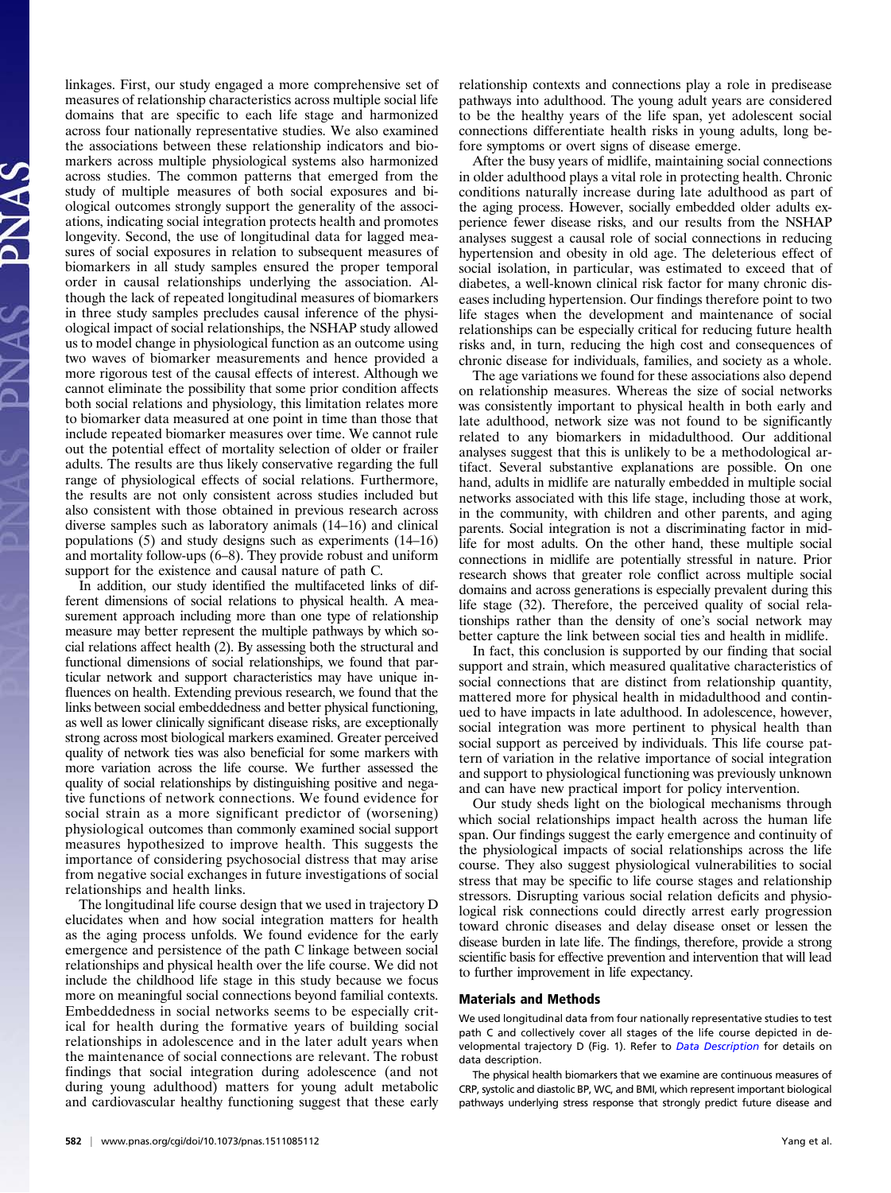linkages. First, our study engaged a more comprehensive set of measures of relationship characteristics across multiple social life domains that are specific to each life stage and harmonized across four nationally representative studies. We also examined the associations between these relationship indicators and biomarkers across multiple physiological systems also harmonized across studies. The common patterns that emerged from the study of multiple measures of both social exposures and biological outcomes strongly support the generality of the associations, indicating social integration protects health and promotes longevity. Second, the use of longitudinal data for lagged measures of social exposures in relation to subsequent measures of biomarkers in all study samples ensured the proper temporal order in causal relationships underlying the association. Although the lack of repeated longitudinal measures of biomarkers in three study samples precludes causal inference of the physiological impact of social relationships, the NSHAP study allowed us to model change in physiological function as an outcome using two waves of biomarker measurements and hence provided a more rigorous test of the causal effects of interest. Although we cannot eliminate the possibility that some prior condition affects both social relations and physiology, this limitation relates more to biomarker data measured at one point in time than those that include repeated biomarker measures over time. We cannot rule out the potential effect of mortality selection of older or frailer adults. The results are thus likely conservative regarding the full range of physiological effects of social relations. Furthermore, the results are not only consistent across studies included but also consistent with those obtained in previous research across diverse samples such as laboratory animals (14–16) and clinical populations (5) and study designs such as experiments (14–16) and mortality follow-ups (6–8). They provide robust and uniform support for the existence and causal nature of path C.

In addition, our study identified the multifaceted links of different dimensions of social relations to physical health. A measurement approach including more than one type of relationship measure may better represent the multiple pathways by which social relations affect health (2). By assessing both the structural and functional dimensions of social relationships, we found that particular network and support characteristics may have unique influences on health. Extending previous research, we found that the links between social embeddedness and better physical functioning, as well as lower clinically significant disease risks, are exceptionally strong across most biological markers examined. Greater perceived quality of network ties was also beneficial for some markers with more variation across the life course. We further assessed the quality of social relationships by distinguishing positive and negative functions of network connections. We found evidence for social strain as a more significant predictor of (worsening) physiological outcomes than commonly examined social support measures hypothesized to improve health. This suggests the importance of considering psychosocial distress that may arise from negative social exchanges in future investigations of social relationships and health links.

The longitudinal life course design that we used in trajectory D elucidates when and how social integration matters for health as the aging process unfolds. We found evidence for the early emergence and persistence of the path C linkage between social relationships and physical health over the life course. We did not include the childhood life stage in this study because we focus more on meaningful social connections beyond familial contexts. Embeddedness in social networks seems to be especially critical for health during the formative years of building social relationships in adolescence and in the later adult years when the maintenance of social connections are relevant. The robust findings that social integration during adolescence (and not during young adulthood) matters for young adult metabolic and cardiovascular healthy functioning suggest that these early relationship contexts and connections play a role in predisease pathways into adulthood. The young adult years are considered to be the healthy years of the life span, yet adolescent social connections differentiate health risks in young adults, long before symptoms or overt signs of disease emerge.

After the busy years of midlife, maintaining social connections in older adulthood plays a vital role in protecting health. Chronic conditions naturally increase during late adulthood as part of the aging process. However, socially embedded older adults experience fewer disease risks, and our results from the NSHAP analyses suggest a causal role of social connections in reducing hypertension and obesity in old age. The deleterious effect of social isolation, in particular, was estimated to exceed that of diabetes, a well-known clinical risk factor for many chronic diseases including hypertension. Our findings therefore point to two life stages when the development and maintenance of social relationships can be especially critical for reducing future health risks and, in turn, reducing the high cost and consequences of chronic disease for individuals, families, and society as a whole.

The age variations we found for these associations also depend on relationship measures. Whereas the size of social networks was consistently important to physical health in both early and late adulthood, network size was not found to be significantly related to any biomarkers in midadulthood. Our additional analyses suggest that this is unlikely to be a methodological artifact. Several substantive explanations are possible. On one hand, adults in midlife are naturally embedded in multiple social networks associated with this life stage, including those at work, in the community, with children and other parents, and aging parents. Social integration is not a discriminating factor in midlife for most adults. On the other hand, these multiple social connections in midlife are potentially stressful in nature. Prior research shows that greater role conflict across multiple social domains and across generations is especially prevalent during this life stage (32). Therefore, the perceived quality of social relationships rather than the density of one's social network may better capture the link between social ties and health in midlife.

In fact, this conclusion is supported by our finding that social support and strain, which measured qualitative characteristics of social connections that are distinct from relationship quantity, mattered more for physical health in midadulthood and continued to have impacts in late adulthood. In adolescence, however, social integration was more pertinent to physical health than social support as perceived by individuals. This life course pattern of variation in the relative importance of social integration and support to physiological functioning was previously unknown and can have new practical import for policy intervention.

Our study sheds light on the biological mechanisms through which social relationships impact health across the human life span. Our findings suggest the early emergence and continuity of the physiological impacts of social relationships across the life course. They also suggest physiological vulnerabilities to social stress that may be specific to life course stages and relationship stressors. Disrupting various social relation deficits and physiological risk connections could directly arrest early progression toward chronic diseases and delay disease onset or lessen the disease burden in late life. The findings, therefore, provide a strong scientific basis for effective prevention and intervention that will lead to further improvement in life expectancy.

## Materials and Methods

We used longitudinal data from four nationally representative studies to test path C and collectively cover all stages of the life course depicted in developmental trajectory D (Fig. 1). Refer to *Data Description* for details on data description.

The physical health biomarkers that we examine are continuous measures of CRP, systolic and diastolic BP, WC, and BMI, which represent important biological pathways underlying stress response that strongly predict future disease and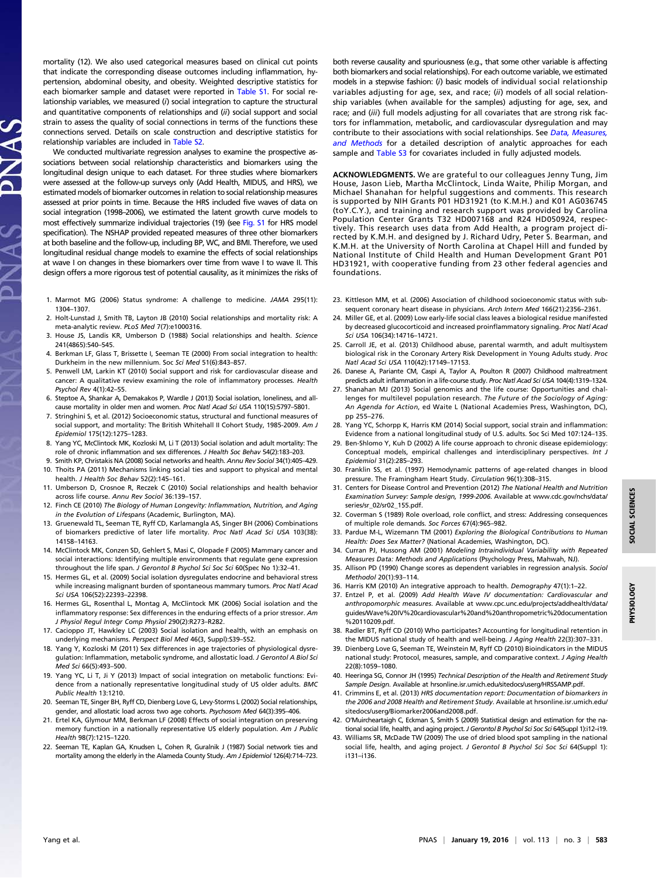mortality (12). We also used categorical measures based on clinical cut points that indicate the corresponding disease outcomes including inflammation, hypertension, abdominal obesity, and obesity. Weighted descriptive statistics for each biomarker sample and dataset were reported in Table S1. For social relationship variables, we measured (*i*) social integration to capture the structural and quantitative components of relationships and (*ii*) social support and social strain to assess the quality of social connections in terms of the functions these connections served. Details on scale construction and descriptive statistics for relationship variables are included in Table S2.

We conducted multivariate regression analyses to examine the prospective associations between social relationship characteristics and biomarkers using the longitudinal design unique to each dataset. For three studies where biomarkers were assessed at the follow-up surveys only (Add Health, MIDUS, and HRS), we estimated models of biomarker outcomes in relation to social relationship measures assessed at prior points in time. Because the HRS included five waves of data on social integration (1998–2006), we estimated the latent growth curve models to most effectively summarize individual trajectories (19) (see Fig. S1 for HRS model specification). The NSHAP provided repeated measures of three other biomarkers at both baseline and the follow-up, including BP, WC, and BMI. Therefore, we used longitudinal residual change models to examine the effects of social relationships at wave I on changes in these biomarkers over time from wave I to wave II. This design offers a more rigorous test of potential causality, as it minimizes the risks of both reverse causality and spuriousness (e.g., that some other variable is affecting both biomarkers and social relationships). For each outcome variable, we estimated models in a stepwise fashion: (*i*) basic models of individual social relationship variables adjusting for age, sex, and race; (*ii*) models of all social relationship variables (when available for the samples) adjusting for age, sex, and race; and (*iii*) full models adjusting for all covariates that are strong risk factors for inflammation, metabolic, and cardiovascular dysregulation and may contribute to their associations with social relationships. See *Data, Measures, and Methods* for a detailed description of analytic approaches for each sample and Table S3 for covariates included in fully adjusted models.

**ACKNOWLEDGMENTS.** We are grateful to our colleagues Jenny Tung, Jim House, Jason Lieb, Martha McClintock, Linda Waite, Philip Morgan, and Michael Shanahan for helpful suggestions and comments. This research is supported by NIH Grants P01 HD31921 (to K.M.H.) and K01 AG036745 (toY.C.Y.), and training and research support was provided by Carolina Population Center Grants T32 HD007168 and R24 HD050924, respectively. This research uses data from Add Health, a program project directed by K.M.H. and designed by J. Richard Udry, Peter S. Bearman, and K.M.H. at the University of North Carolina at Chapel Hill and funded by National Institute of Child Health and Human Development Grant P01 HD31921, with cooperative funding from 23 other federal agencies and foundations.

1. Marmot MG (2006) Status syndrome: A challenge to medicine. *JAMA* 295(11): 1304–1307.
2. Holt-Lunstad J, Smith TB, Layton JB (2010) Social relationships and mortality risk: A meta-analytic review. *PLoS Med* 7(7):e1000316.
3. House JS, Landis KR, Umberson D (1988) Social relationships and health. *Science* 241(4865):540–545.
4. Berkman LF, Glass T, Brissette I, Seeman TE (2000) From social integration to health: Durkheim in the new millennium. Soc Sci Med 51(6):843–857.
5. Penwell LM, Larkin KT (2010) Social support and risk for cardiovascular disease and cancer: A qualitative review examining the role of inflammatory processes. *Health Psychol Rev* 4(1):42–55.
6. Steptoe A, Shankar A, Demakakos P, Wardle J (2013) Social isolation, loneliness, and all-cause mortality in older men and women. *Proc Natl Acad Sci USA* 110(15):5797–5801.
7. Stringhini S, et al. (2012) Socioeconomic status, structural and functional measures of social support, and mortality: The British Whitehall II Cohort Study, 1985-2009. *Am J Epidemiol* 175(12):1275–1283.
8. Yang YC, McClintock MK, Kozloski M, Li T (2013) Social isolation and adult mortality: The role of chronic inflammation and sex differences. *J Health Soc Behav* 54(2):183–203.
9. Smith KP, Christakis NA (2008) Social networks and health. *Annu Rev Sociol* 34(1):405–429.
10. Thoits PA (2011) Mechanisms linking social ties and support to physical and mental health. *J Health Soc Behav* 52(2):145–161.
11. Umberson D, Crosnoe R, Reczek C (2010) Social relationships and health behavior across life course. *Annu Rev Sociol* 36:139–157.
12. Finch CE (2010) *The Biology of Human Longevity: Inflammation, Nutrition, and Aging in the Evolution of Lifespans* (Academic, Burlington, MA).
13. Gruenewald TL, Seeman TE, Ryff CD, Karlamangla AS, Singer BH (2006) Combinations of biomarkers predictive of later life mortality. *Proc Natl Acad Sci USA* 103(38): 14158–14163.
14. McClintock MK, Conzen SD, Gehlert S, Masi C, Olopade F (2005) Mammary cancer and social interactions: Identifying multiple environments that regulate gene expression throughout the life span. *J Gerontol B Psychol Sci Soc Sci* 60(Spec No 1):32–41.
15. Hermes GL, et al. (2009) Social isolation dysregulates endocrine and behavioral stress while increasing malignant burden of spontaneous mammary tumors. *Proc Natl Acad Sci USA* 106(52):22393–22398.
16. Hermes GL, Rosenthal L, Montag A, McClintock MK (2006) Social isolation and the inflammatory response: Sex differences in the enduring effects of a prior stressor. *Am J Physiol Regul Integr Comp Physiol* 290(2):R273–R282.
17. Cacioppo JT, Hawkley LC (2003) Social isolation and health, with an emphasis on underlying mechanisms. *Perspect Biol Med* 46(3, Suppl):S39–S52.
18. Yang Y, Kozloski M (2011) Sex differences in age trajectories of physiological dysregulation: Inflammation, metabolic syndrome, and allostatic load. *J Gerontol A Biol Sci Med Sci* 66(5):493–500.
19. Yang YC, Li T, Ji Y (2013) Impact of social integration on metabolic functions: Evidence from a nationally representative longitudinal study of US older adults. *BMC Public Health* 13:1210.
20. Seeman TE, Singer BH, Ryff CD, Dienberg Love G, Levy-Storms L (2002) Social relationships, gender, and allostatic load across two age cohorts. *Psychosom Med* 64(3):395–406.
21. Ertel KA, Glymour MM, Berkman LF (2008) Effects of social integration on preserving memory function in a nationally representative US elderly population. *Am J Public Health* 98(7):1215–1220.
22. Seeman TE, Kaplan GA, Knudsen L, Cohen R, Guralnik J (1987) Social network ties and mortality among the elderly in the Alameda County Study. *Am J Epidemiol* 126(4):714–723.
23. Kittleson MM, et al. (2006) Association of childhood socioeconomic status with subsequent coronary heart disease in physicians. *Arch Intern Med* 166(21):2356–2361.
24. Miller GE, et al. (2009) Low early-life social class leaves a biological residue manifested by decreased glucocorticoid and increased proinflammatory signaling. *Proc Natl Acad Sci USA* 106(34):14716–14721.
25. Carroll JE, et al. (2013) Childhood abuse, parental warmth, and adult multisystem biological risk in the Coronary Artery Risk Development in Young Adults study. *Proc Natl Acad Sci USA* 110(42):17149–17153.
26. Danese A, Pariante CM, Caspi A, Taylor A, Poulton R (2007) Childhood maltreatment predicts adult inflammation in a life-course study. *Proc Natl Acad Sci USA* 104(4):1319–1324.
27. Shanahan MJ (2013) Social genomics and the life course: Opportunities and challenges for multilevel population research. *The Future of the Sociology of Aging: An Agenda for Action*, ed Waite L (National Academies Press, Washington, DC), pp 255–276.
28. Yang YC, Schorpp K, Harris KM (2014) Social support, social strain and inflammation: Evidence from a national longitudinal study of U.S. adults. Soc Sci Med 107:124–135.
29. Ben-Shlomo Y, Kuh D (2002) A life course approach to chronic disease epidemiology: Conceptual models, empirical challenges and interdisciplinary perspectives. *Int J Epidemiol* 31(2):285–293.
30. Franklin SS, et al. (1997) Hemodynamic patterns of age-related changes in blood pressure. The Framingham Heart Study. *Circulation* 96(1):308–315.
31. Centers for Disease Control and Prevention (2012) *The National Health and Nutrition Examination Survey: Sample design, 1999-2006*. Available at www.cdc.gov/nchs/data/series/sr_02/sr02_155.pdf.
32. Coverman S (1989) Role overload, role conflict, and stress: Addressing consequences of multiple role demands. *Soc Forces* 67(4):965–982.
33. Pardue M-L, Wizemann TM (2001) *Exploring the Biological Contributions to Human Health: Does Sex Matter?* (National Academies, Washington, DC).
34. Curran PJ, Hussong AM (2001) *Modeling Intraindividual Variability with Repeated Measures Data: Methods and Applications* (Psychology Press, Mahwah, NJ).
35. Allison PD (1990) Change scores as dependent variables in regression analysis. *Sociol Methodol* 20(1):93–114.
36. Harris KM (2010) An integrative approach to health. *Demography* 47(1):1–22.
37. Entzel P, et al. (2009) *Add Health Wave IV documentation: Cardiovascular and anthropomorphic measures*. Available at www.cpc.unc.edu/projects/addhealth/data/guides/Wave%20IV%20cardiovascular%20and%20anthropometric%20documentation%20110209.pdf.
38. Radler BT, Ryff CD (2010) Who participates? Accounting for longitudinal retention in the MIDUS national study of health and well-being. *J Aging Health* 22(3):307–331.
39. Dienberg Love G, Seeman TE, Weinstein M, Ryff CD (2010) Bioindicators in the MIDUS national study: Protocol, measures, sample, and comparative context. *J Aging Health* 22(8):1059–1080.
40. Heeringa SG, Connor JH (1995) *Technical Description of the Health and Retirement Study Sample Design*. Available at hrsonline.isr.umich.edu/sitedocs/userg/HRSSAMP.pdf.
41. Crimmins E, et al. (2013) *HRS documentation report: Documentation of biomarkers in the 2006 and 2008 Health and Retirement Study*. Available at hrsonline.isr.umich.edu/sitedocs/userg/Biomarker2006and2008.pdf.
42. O'Muircheartaigh C, Eckman S, Smith S (2009) Statistical design and estimation for the national social life, health, and aging project. *J Gerontol B Psychol Sci Soc Sci* 64(Suppl 1):i12–i19.
43. Williams SR, McDade TW (2009) The use of dried blood spot sampling in the national social life, health, and aging project. *J Gerontol B Psychol Sci Soc Sci* 64(Suppl 1): i131–i136.